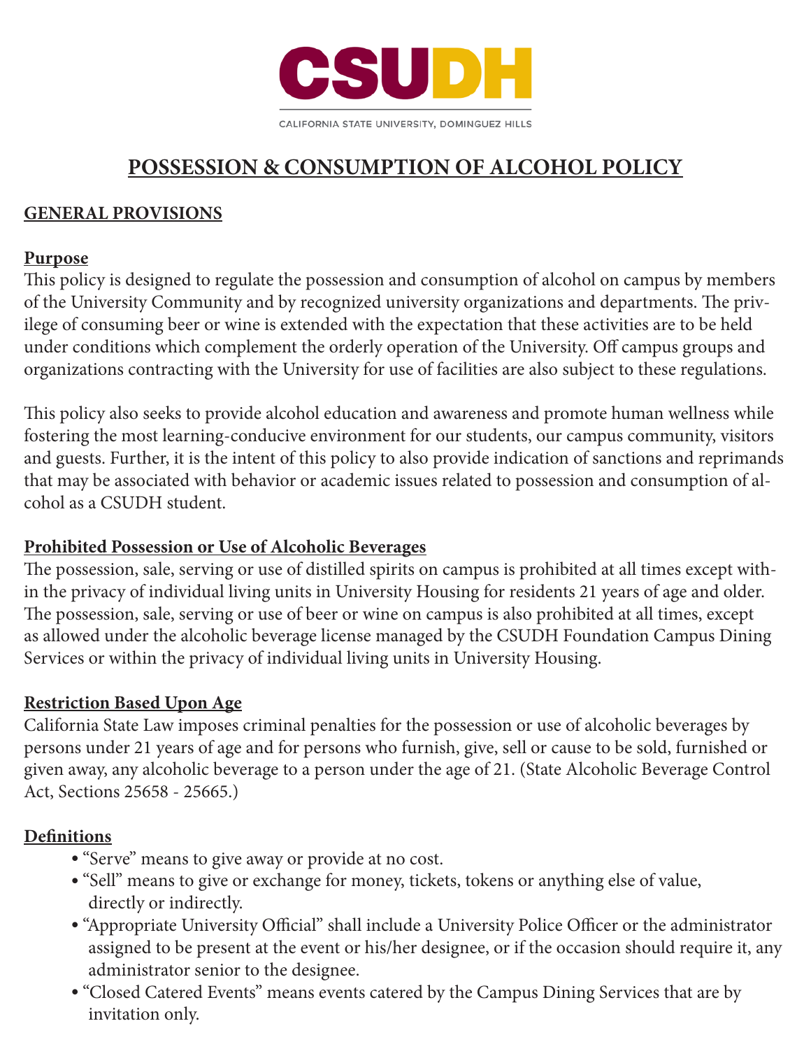CSUDH

CALIFORNIA STATE UNIVERSITY, DOMINGUEZ HILLS

# POSSESSION & CONSUMPTION OF ALCOHOL POLICY

## GENERAL PROVISIONS

### Purpose

This policy is designed to regulate the possession and consumption of alcohol on campus by members of the University Community and by recognized university organizations and departments. The privilege of consuming beer or wine is extended with the expectation that these activities are to be held under conditions which complement the orderly operation of the University. Off campus groups and organizations contracting with the University for use of facilities are also subject to these regulations.

This policy also seeks to provide alcohol education and awareness and promote human wellness while fostering the most learning-conducive environment for our students, our campus community, visitors and guests. Further, it is the intent of this policy to also provide indication of sanctions and reprimands that may be associated with behavior or academic issues related to possession and consumption of alcohol as a CSUDH student.

### Prohibited Possession or Use of Alcoholic Beverages

The possession, sale, serving or use of distilled spirits on campus is prohibited at all times except within the privacy of individual living units in University Housing for residents 21 years of age and older. The possession, sale, serving or use of beer or wine on campus is also prohibited at all times, except as allowed under the alcoholic beverage license managed by the CSUDH Foundation Campus Dining Services or within the privacy of individual living units in University Housing.

### Restriction Based Upon Age

California State Law imposes criminal penalties for the possession or use of alcoholic beverages by persons under 21 years of age and for persons who furnish, give, sell or cause to be sold, furnished or given away, any alcoholic beverage to a person under the age of 21. (State Alcoholic Beverage Control Act, Sections 25658 - 25665.)

### Definitions

- "Serve" means to give away or provide at no cost.
- "Sell" means to give or exchange for money, tickets, tokens or anything else of value, directly or indirectly.
- "Appropriate University Official" shall include a University Police Officer or the administrator assigned to be present at the event or his/her designee, or if the occasion should require it, any administrator senior to the designee.
- "Closed Catered Events" means events catered by the Campus Dining Services that are by invitation only.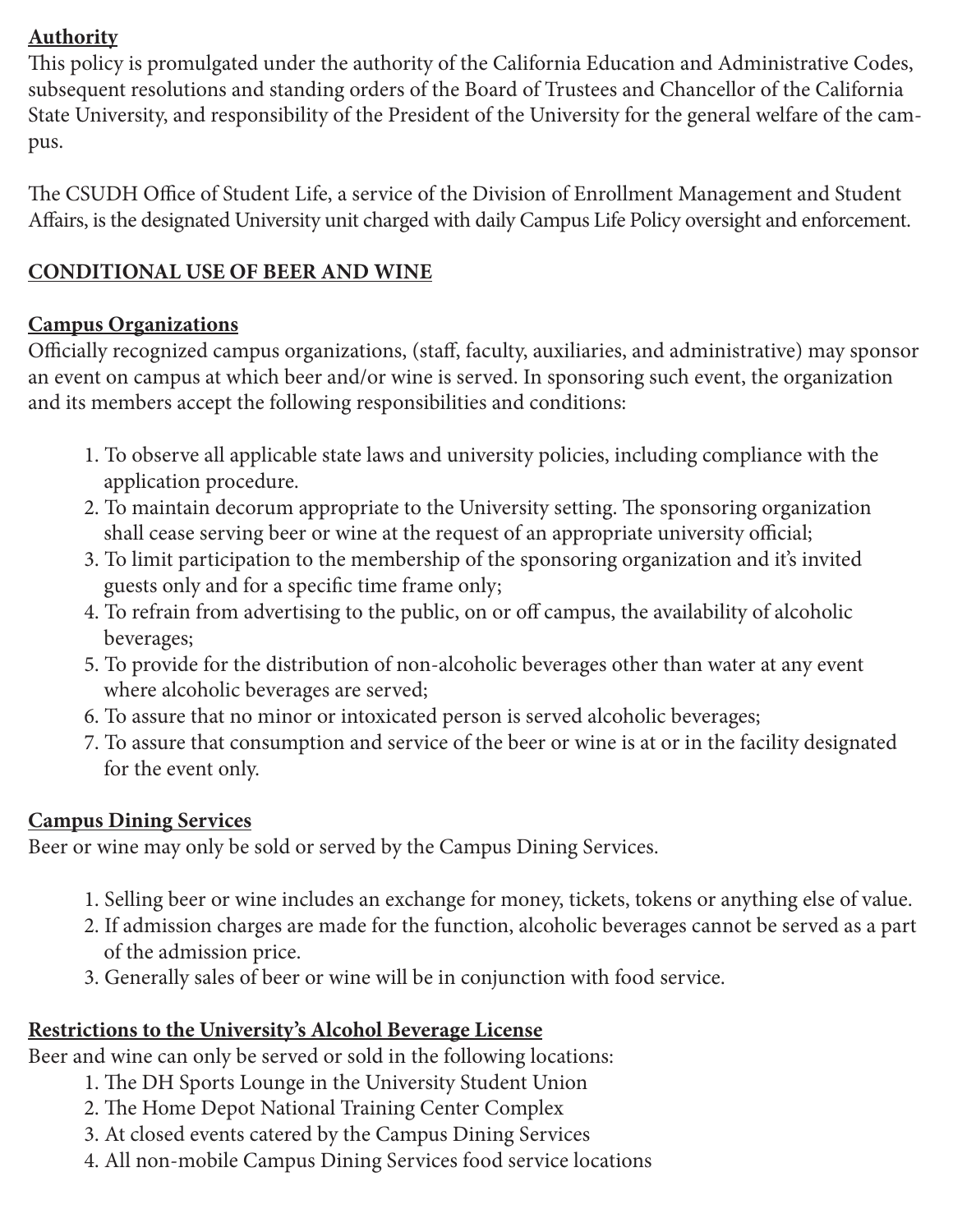**Authority**

This policy is promulgated under the authority of the California Education and Administrative Codes, subsequent resolutions and standing orders of the Board of Trustees and Chancellor of the California State University, and responsibility of the President of the University for the general welfare of the campus.

The CSUDH Office of Student Life, a service of the Division of Enrollment Management and Student Affairs, is the designated University unit charged with daily Campus Life Policy oversight and enforcement.

**CONDITIONAL USE OF BEER AND WINE**

**Campus Organizations**

Officially recognized campus organizations, (staff, faculty, auxiliaries, and administrative) may sponsor an event on campus at which beer and/or wine is served. In sponsoring such event, the organization and its members accept the following responsibilities and conditions:

1. To observe all applicable state laws and university policies, including compliance with the application procedure.
2. To maintain decorum appropriate to the University setting. The sponsoring organization shall cease serving beer or wine at the request of an appropriate university official;
3. To limit participation to the membership of the sponsoring organization and it's invited guests only and for a specific time frame only;
4. To refrain from advertising to the public, on or off campus, the availability of alcoholic beverages;
5. To provide for the distribution of non-alcoholic beverages other than water at any event where alcoholic beverages are served;
6. To assure that no minor or intoxicated person is served alcoholic beverages;
7. To assure that consumption and service of the beer or wine is at or in the facility designated for the event only.

**Campus Dining Services**

Beer or wine may only be sold or served by the Campus Dining Services.

1. Selling beer or wine includes an exchange for money, tickets, tokens or anything else of value.
2. If admission charges are made for the function, alcoholic beverages cannot be served as a part of the admission price.
3. Generally sales of beer or wine will be in conjunction with food service.

**Restrictions to the University's Alcohol Beverage License**

Beer and wine can only be served or sold in the following locations:

1. The DH Sports Lounge in the University Student Union
2. The Home Depot National Training Center Complex
3. At closed events catered by the Campus Dining Services
4. All non-mobile Campus Dining Services food service locations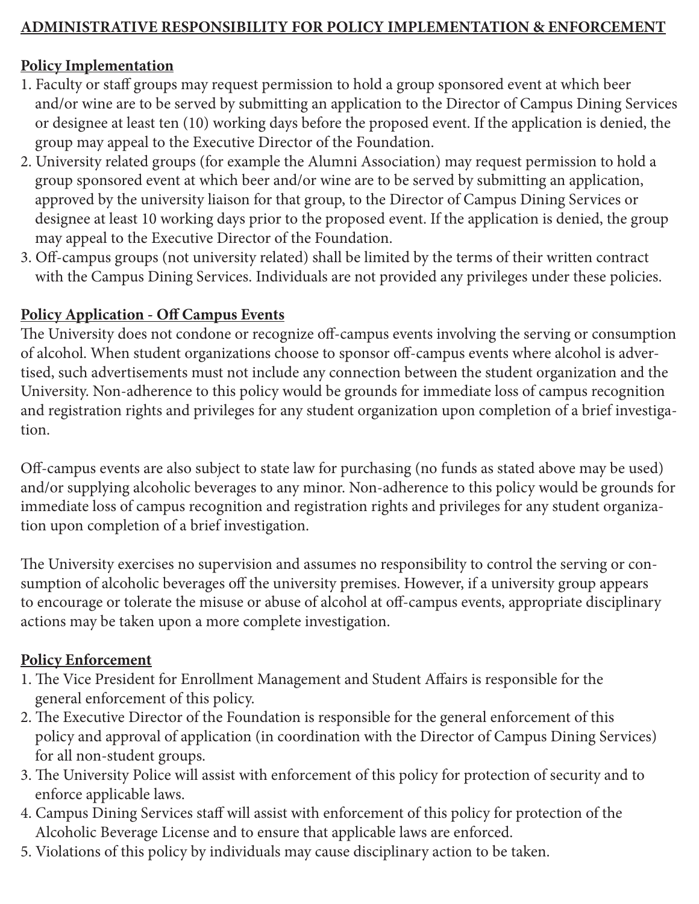## ADMINISTRATIVE RESPONSIBILITY FOR POLICY IMPLEMENTATION & ENFORCEMENT

### Policy Implementation

1. Faculty or staff groups may request permission to hold a group sponsored event at which beer and/or wine are to be served by submitting an application to the Director of Campus Dining Services or designee at least ten (10) working days before the proposed event. If the application is denied, the group may appeal to the Executive Director of the Foundation.
2. University related groups (for example the Alumni Association) may request permission to hold a group sponsored event at which beer and/or wine are to be served by submitting an application, approved by the university liaison for that group, to the Director of Campus Dining Services or designee at least 10 working days prior to the proposed event. If the application is denied, the group may appeal to the Executive Director of the Foundation.
3. Off-campus groups (not university related) shall be limited by the terms of their written contract with the Campus Dining Services. Individuals are not provided any privileges under these policies.

### Policy Application - Off Campus Events

The University does not condone or recognize off-campus events involving the serving or consumption of alcohol. When student organizations choose to sponsor off-campus events where alcohol is advertised, such advertisements must not include any connection between the student organization and the University. Non-adherence to this policy would be grounds for immediate loss of campus recognition and registration rights and privileges for any student organization upon completion of a brief investigation.

Off-campus events are also subject to state law for purchasing (no funds as stated above may be used) and/or supplying alcoholic beverages to any minor. Non-adherence to this policy would be grounds for immediate loss of campus recognition and registration rights and privileges for any student organization upon completion of a brief investigation.

The University exercises no supervision and assumes no responsibility to control the serving or consumption of alcoholic beverages off the university premises. However, if a university group appears to encourage or tolerate the misuse or abuse of alcohol at off-campus events, appropriate disciplinary actions may be taken upon a more complete investigation.

### Policy Enforcement

1. The Vice President for Enrollment Management and Student Affairs is responsible for the general enforcement of this policy.
2. The Executive Director of the Foundation is responsible for the general enforcement of this policy and approval of application (in coordination with the Director of Campus Dining Services) for all non-student groups.
3. The University Police will assist with enforcement of this policy for protection of security and to enforce applicable laws.
4. Campus Dining Services staff will assist with enforcement of this policy for protection of the Alcoholic Beverage License and to ensure that applicable laws are enforced.
5. Violations of this policy by individuals may cause disciplinary action to be taken.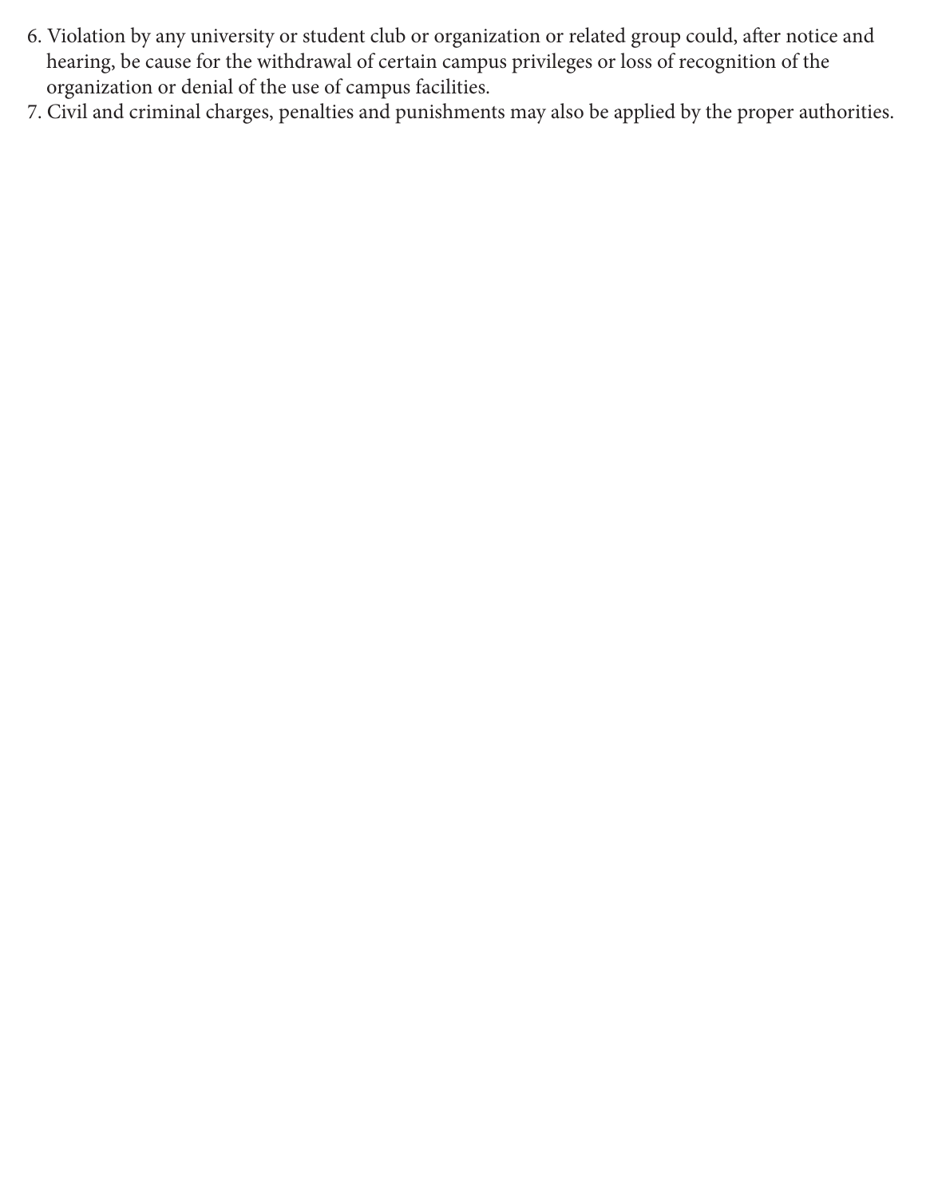6. Violation by any university or student club or organization or related group could, after notice and hearing, be cause for the withdrawal of certain campus privileges or loss of recognition of the organization or denial of the use of campus facilities.
7. Civil and criminal charges, penalties and punishments may also be applied by the proper authorities.